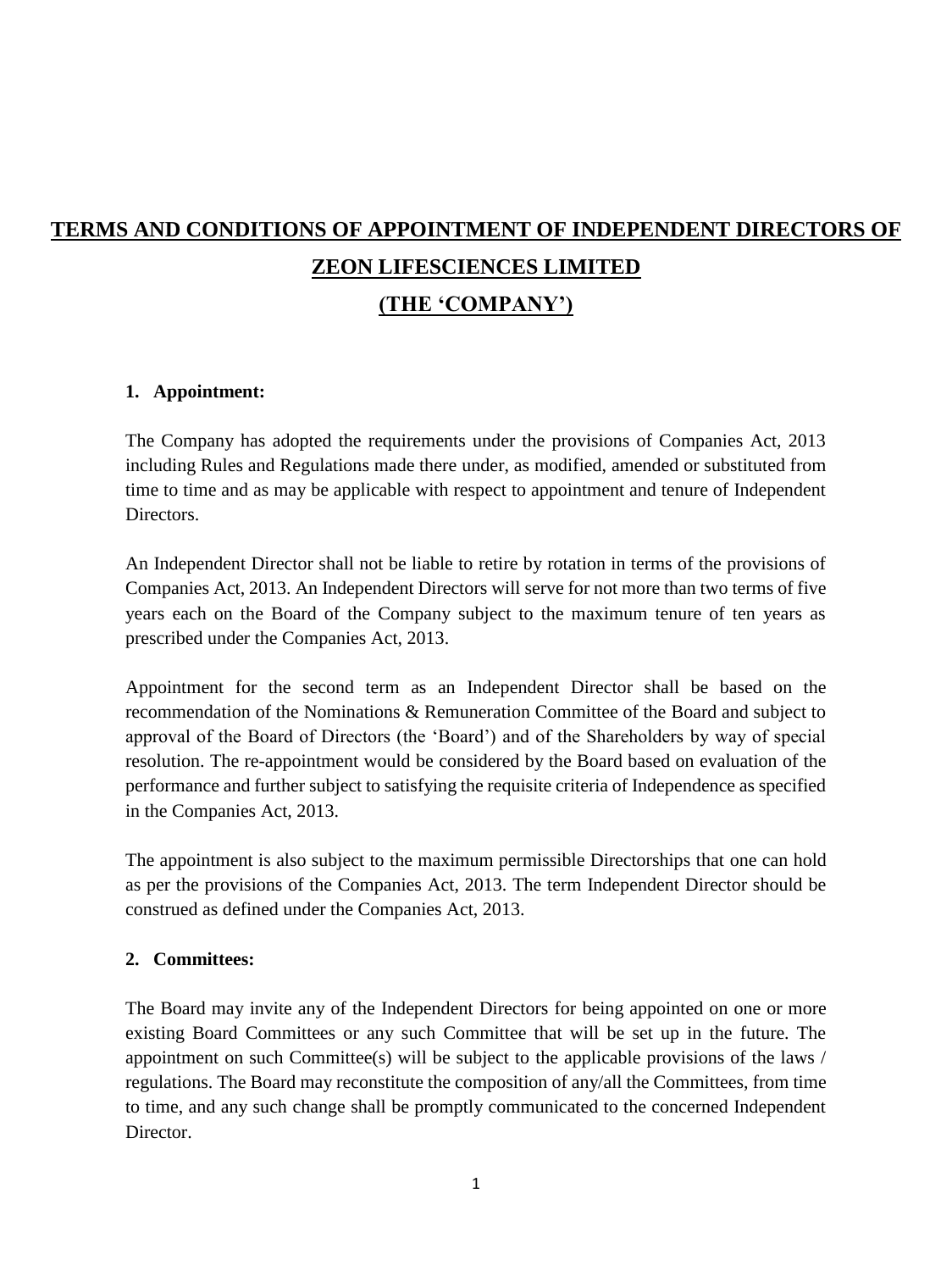# TERMS AND CONDITIONS OF APPOINTMENT OF INDEPENDENT DIRECTORS OF ZEON LIFESCIENCES LIMITED (THE 'COMPANY')

## 1. Appointment:

The Company has adopted the requirements under the provisions of Companies Act, 2013 including Rules and Regulations made there under, as modified, amended or substituted from time to time and as may be applicable with respect to appointment and tenure of Independent Directors.

An Independent Director shall not be liable to retire by rotation in terms of the provisions of Companies Act, 2013. An Independent Directors will serve for not more than two terms of five years each on the Board of the Company subject to the maximum tenure of ten years as prescribed under the Companies Act, 2013.

Appointment for the second term as an Independent Director shall be based on the recommendation of the Nominations & Remuneration Committee of the Board and subject to approval of the Board of Directors (the 'Board') and of the Shareholders by way of special resolution. The re-appointment would be considered by the Board based on evaluation of the performance and further subject to satisfying the requisite criteria of Independence as specified in the Companies Act, 2013.

The appointment is also subject to the maximum permissible Directorships that one can hold as per the provisions of the Companies Act, 2013. The term Independent Director should be construed as defined under the Companies Act, 2013.

## 2. Committees:

The Board may invite any of the Independent Directors for being appointed on one or more existing Board Committees or any such Committee that will be set up in the future. The appointment on such Committee(s) will be subject to the applicable provisions of the laws / regulations. The Board may reconstitute the composition of any/all the Committees, from time to time, and any such change shall be promptly communicated to the concerned Independent Director.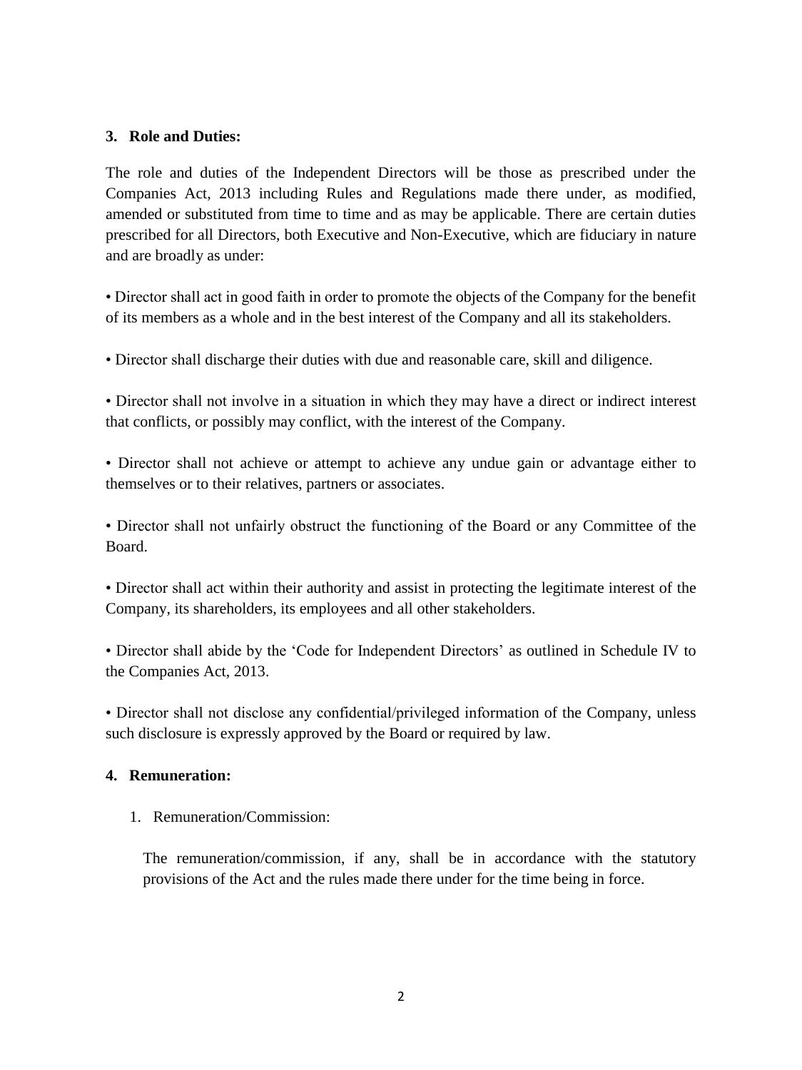### 3. Role and Duties:

The role and duties of the Independent Directors will be those as prescribed under the Companies Act, 2013 including Rules and Regulations made there under, as modified, amended or substituted from time to time and as may be applicable. There are certain duties prescribed for all Directors, both Executive and Non-Executive, which are fiduciary in nature and are broadly as under:

• Director shall act in good faith in order to promote the objects of the Company for the benefit of its members as a whole and in the best interest of the Company and all its stakeholders.

• Director shall discharge their duties with due and reasonable care, skill and diligence.

• Director shall not involve in a situation in which they may have a direct or indirect interest that conflicts, or possibly may conflict, with the interest of the Company.

• Director shall not achieve or attempt to achieve any undue gain or advantage either to themselves or to their relatives, partners or associates.

• Director shall not unfairly obstruct the functioning of the Board or any Committee of the Board.

• Director shall act within their authority and assist in protecting the legitimate interest of the Company, its shareholders, its employees and all other stakeholders.

• Director shall abide by the 'Code for Independent Directors' as outlined in Schedule IV to the Companies Act, 2013.

• Director shall not disclose any confidential/privileged information of the Company, unless such disclosure is expressly approved by the Board or required by law.

### 4. Remuneration:

1. Remuneration/Commission:

   The remuneration/commission, if any, shall be in accordance with the statutory provisions of the Act and the rules made there under for the time being in force.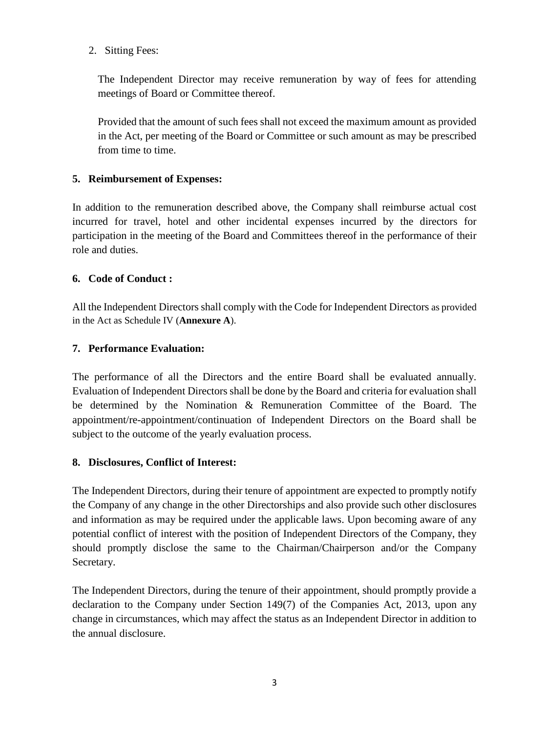2. Sitting Fees:

   The Independent Director may receive remuneration by way of fees for attending meetings of Board or Committee thereof.

   Provided that the amount of such fees shall not exceed the maximum amount as provided in the Act, per meeting of the Board or Committee or such amount as may be prescribed from time to time.

**5. Reimbursement of Expenses:**

In addition to the remuneration described above, the Company shall reimburse actual cost incurred for travel, hotel and other incidental expenses incurred by the directors for participation in the meeting of the Board and Committees thereof in the performance of their role and duties.

**6. Code of Conduct :**

All the Independent Directors shall comply with the Code for Independent Directors as provided in the Act as Schedule IV (**Annexure A**).

**7. Performance Evaluation:**

The performance of all the Directors and the entire Board shall be evaluated annually. Evaluation of Independent Directors shall be done by the Board and criteria for evaluation shall be determined by the Nomination & Remuneration Committee of the Board. The appointment/re-appointment/continuation of Independent Directors on the Board shall be subject to the outcome of the yearly evaluation process.

**8. Disclosures, Conflict of Interest:**

The Independent Directors, during their tenure of appointment are expected to promptly notify the Company of any change in the other Directorships and also provide such other disclosures and information as may be required under the applicable laws. Upon becoming aware of any potential conflict of interest with the position of Independent Directors of the Company, they should promptly disclose the same to the Chairman/Chairperson and/or the Company Secretary.

The Independent Directors, during the tenure of their appointment, should promptly provide a declaration to the Company under Section 149(7) of the Companies Act, 2013, upon any change in circumstances, which may affect the status as an Independent Director in addition to the annual disclosure.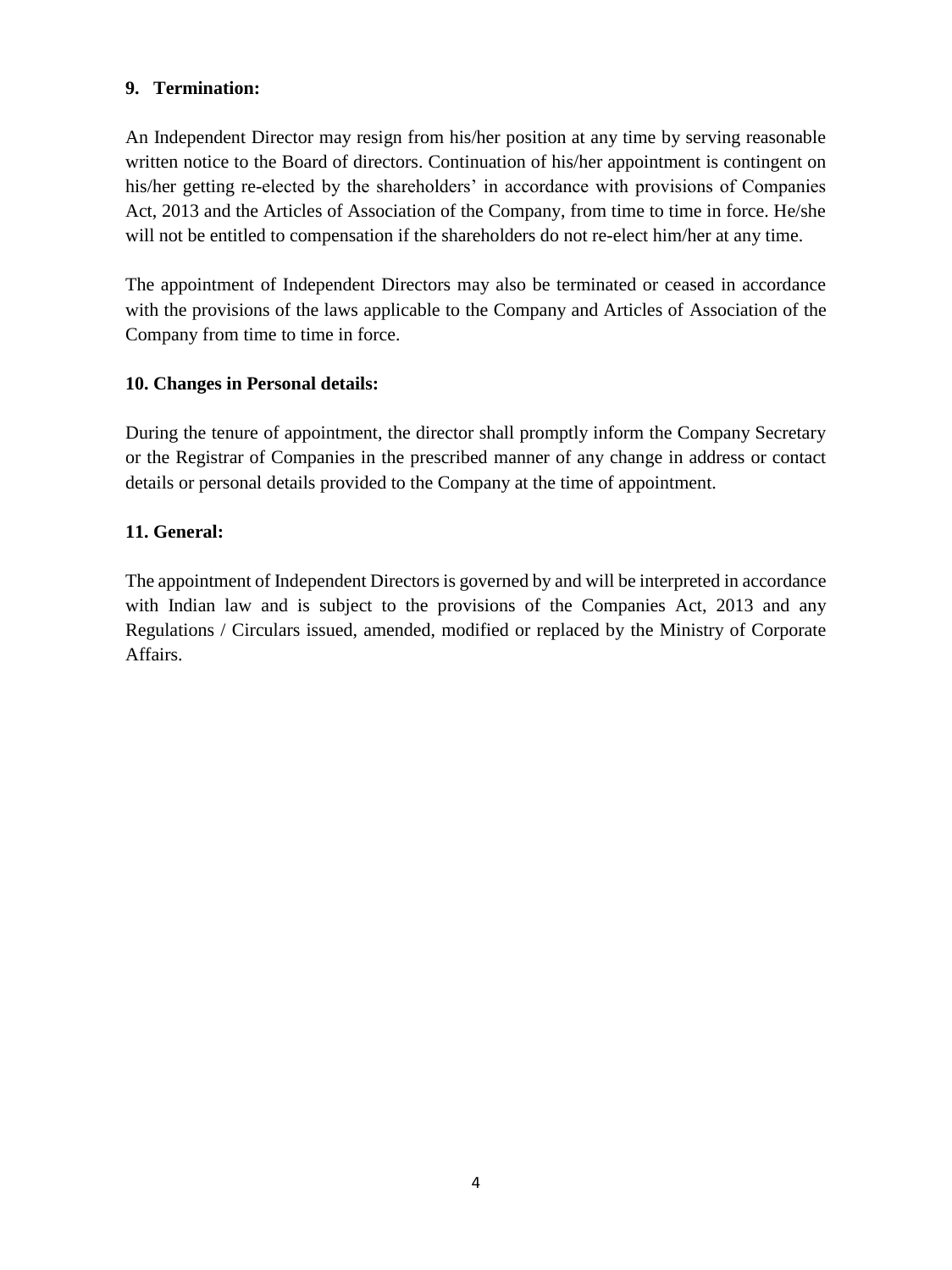**9. Termination:**

An Independent Director may resign from his/her position at any time by serving reasonable written notice to the Board of directors. Continuation of his/her appointment is contingent on his/her getting re-elected by the shareholders' in accordance with provisions of Companies Act, 2013 and the Articles of Association of the Company, from time to time in force. He/she will not be entitled to compensation if the shareholders do not re-elect him/her at any time.

The appointment of Independent Directors may also be terminated or ceased in accordance with the provisions of the laws applicable to the Company and Articles of Association of the Company from time to time in force.

**10. Changes in Personal details:**

During the tenure of appointment, the director shall promptly inform the Company Secretary or the Registrar of Companies in the prescribed manner of any change in address or contact details or personal details provided to the Company at the time of appointment.

**11. General:**

The appointment of Independent Directors is governed by and will be interpreted in accordance with Indian law and is subject to the provisions of the Companies Act, 2013 and any Regulations / Circulars issued, amended, modified or replaced by the Ministry of Corporate Affairs.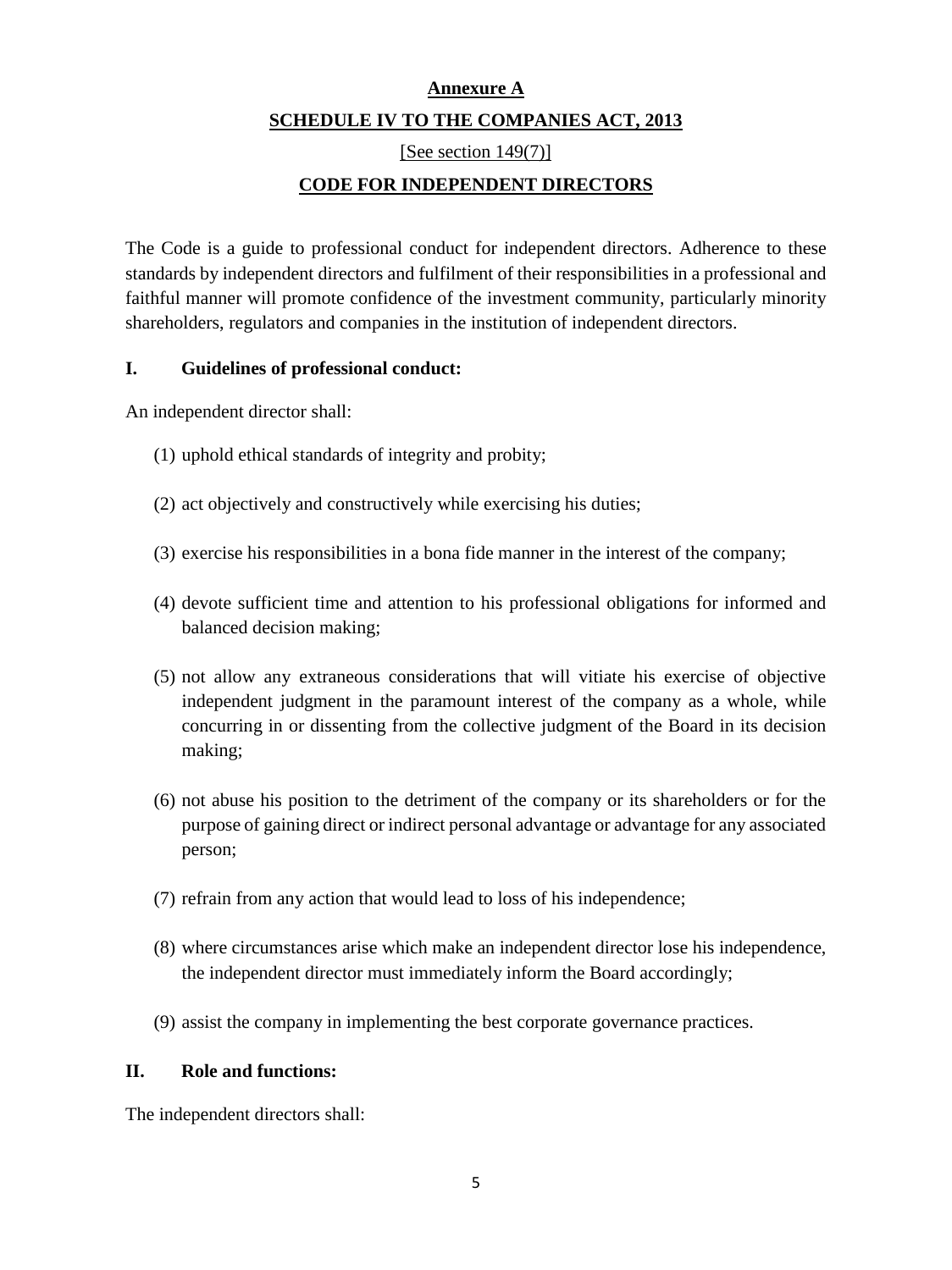**Annexure A**

**SCHEDULE IV TO THE COMPANIES ACT, 2013**

[See section 149(7)]

**CODE FOR INDEPENDENT DIRECTORS**

The Code is a guide to professional conduct for independent directors. Adherence to these standards by independent directors and fulfilment of their responsibilities in a professional and faithful manner will promote confidence of the investment community, particularly minority shareholders, regulators and companies in the institution of independent directors.

**I. Guidelines of professional conduct:**

An independent director shall:

(1) uphold ethical standards of integrity and probity;

(2) act objectively and constructively while exercising his duties;

(3) exercise his responsibilities in a bona fide manner in the interest of the company;

(4) devote sufficient time and attention to his professional obligations for informed and balanced decision making;

(5) not allow any extraneous considerations that will vitiate his exercise of objective independent judgment in the paramount interest of the company as a whole, while concurring in or dissenting from the collective judgment of the Board in its decision making;

(6) not abuse his position to the detriment of the company or its shareholders or for the purpose of gaining direct or indirect personal advantage or advantage for any associated person;

(7) refrain from any action that would lead to loss of his independence;

(8) where circumstances arise which make an independent director lose his independence, the independent director must immediately inform the Board accordingly;

(9) assist the company in implementing the best corporate governance practices.

**II. Role and functions:**

The independent directors shall: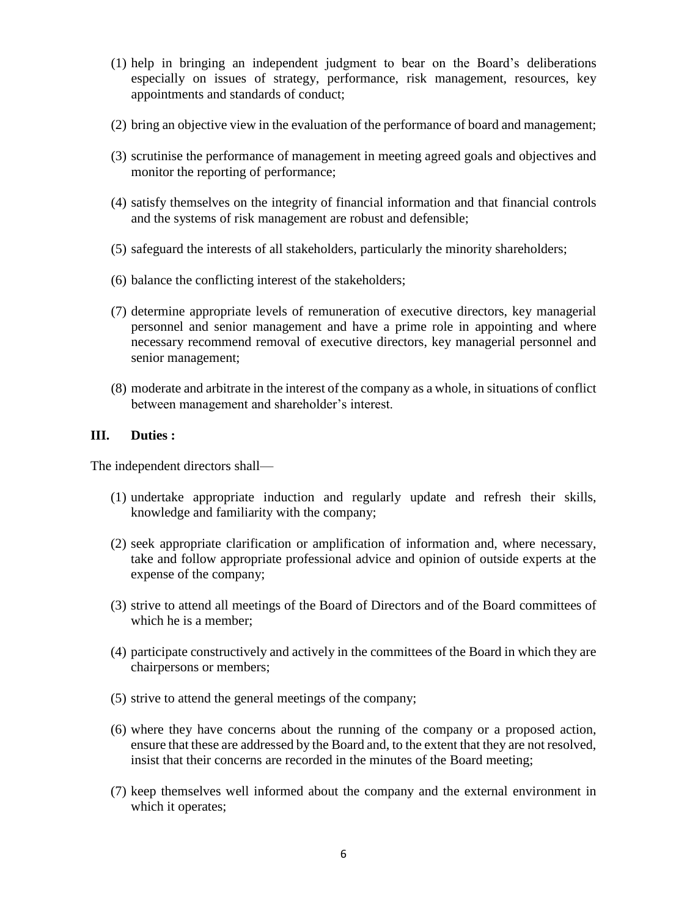(1) help in bringing an independent judgment to bear on the Board's deliberations especially on issues of strategy, performance, risk management, resources, key appointments and standards of conduct;

(2) bring an objective view in the evaluation of the performance of board and management;

(3) scrutinise the performance of management in meeting agreed goals and objectives and monitor the reporting of performance;

(4) satisfy themselves on the integrity of financial information and that financial controls and the systems of risk management are robust and defensible;

(5) safeguard the interests of all stakeholders, particularly the minority shareholders;

(6) balance the conflicting interest of the stakeholders;

(7) determine appropriate levels of remuneration of executive directors, key managerial personnel and senior management and have a prime role in appointing and where necessary recommend removal of executive directors, key managerial personnel and senior management;

(8) moderate and arbitrate in the interest of the company as a whole, in situations of conflict between management and shareholder's interest.

### III. Duties :

The independent directors shall—

(1) undertake appropriate induction and regularly update and refresh their skills, knowledge and familiarity with the company;

(2) seek appropriate clarification or amplification of information and, where necessary, take and follow appropriate professional advice and opinion of outside experts at the expense of the company;

(3) strive to attend all meetings of the Board of Directors and of the Board committees of which he is a member;

(4) participate constructively and actively in the committees of the Board in which they are chairpersons or members;

(5) strive to attend the general meetings of the company;

(6) where they have concerns about the running of the company or a proposed action, ensure that these are addressed by the Board and, to the extent that they are not resolved, insist that their concerns are recorded in the minutes of the Board meeting;

(7) keep themselves well informed about the company and the external environment in which it operates;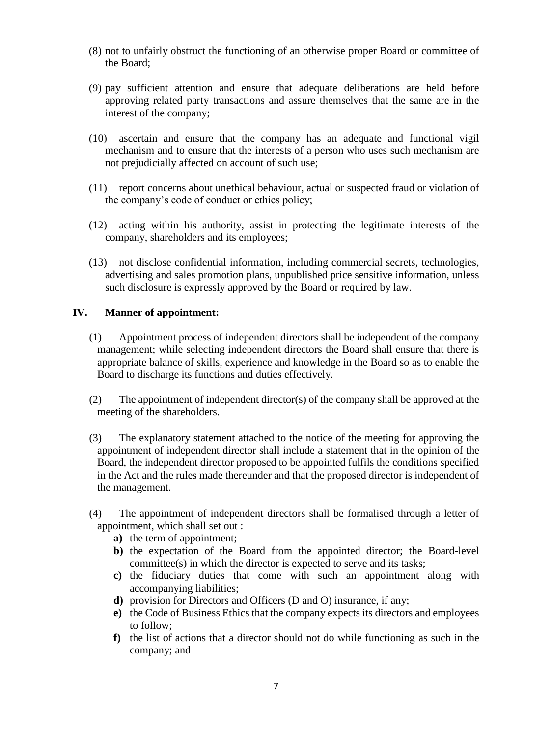(8) not to unfairly obstruct the functioning of an otherwise proper Board or committee of the Board;

(9) pay sufficient attention and ensure that adequate deliberations are held before approving related party transactions and assure themselves that the same are in the interest of the company;

(10) ascertain and ensure that the company has an adequate and functional vigil mechanism and to ensure that the interests of a person who uses such mechanism are not prejudicially affected on account of such use;

(11) report concerns about unethical behaviour, actual or suspected fraud or violation of the company's code of conduct or ethics policy;

(12) acting within his authority, assist in protecting the legitimate interests of the company, shareholders and its employees;

(13) not disclose confidential information, including commercial secrets, technologies, advertising and sales promotion plans, unpublished price sensitive information, unless such disclosure is expressly approved by the Board or required by law.

## IV. Manner of appointment:

(1) Appointment process of independent directors shall be independent of the company management; while selecting independent directors the Board shall ensure that there is appropriate balance of skills, experience and knowledge in the Board so as to enable the Board to discharge its functions and duties effectively.

(2) The appointment of independent director(s) of the company shall be approved at the meeting of the shareholders.

(3) The explanatory statement attached to the notice of the meeting for approving the appointment of independent director shall include a statement that in the opinion of the Board, the independent director proposed to be appointed fulfils the conditions specified in the Act and the rules made thereunder and that the proposed director is independent of the management.

(4) The appointment of independent directors shall be formalised through a letter of appointment, which shall set out :

**a)** the term of appointment;

**b)** the expectation of the Board from the appointed director; the Board-level committee(s) in which the director is expected to serve and its tasks;

**c)** the fiduciary duties that come with such an appointment along with accompanying liabilities;

**d)** provision for Directors and Officers (D and O) insurance, if any;

**e)** the Code of Business Ethics that the company expects its directors and employees to follow;

**f)** the list of actions that a director should not do while functioning as such in the company; and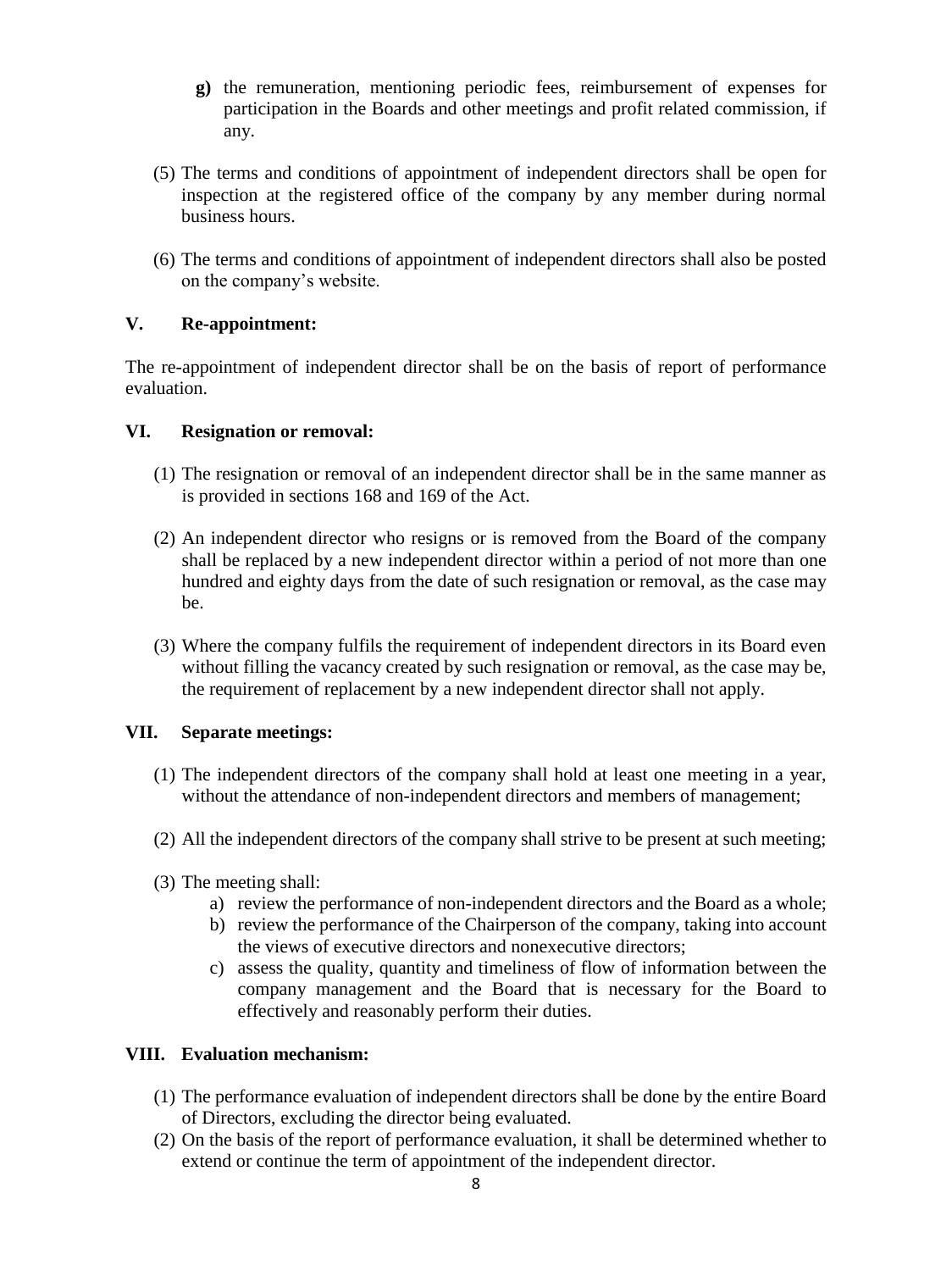**g)** the remuneration, mentioning periodic fees, reimbursement of expenses for participation in the Boards and other meetings and profit related commission, if any.

(5) The terms and conditions of appointment of independent directors shall be open for inspection at the registered office of the company by any member during normal business hours.

(6) The terms and conditions of appointment of independent directors shall also be posted on the company's website.

## V. Re-appointment:

The re-appointment of independent director shall be on the basis of report of performance evaluation.

## VI. Resignation or removal:

(1) The resignation or removal of an independent director shall be in the same manner as is provided in sections 168 and 169 of the Act.

(2) An independent director who resigns or is removed from the Board of the company shall be replaced by a new independent director within a period of not more than one hundred and eighty days from the date of such resignation or removal, as the case may be.

(3) Where the company fulfils the requirement of independent directors in its Board even without filling the vacancy created by such resignation or removal, as the case may be, the requirement of replacement by a new independent director shall not apply.

## VII. Separate meetings:

(1) The independent directors of the company shall hold at least one meeting in a year, without the attendance of non-independent directors and members of management;

(2) All the independent directors of the company shall strive to be present at such meeting;

(3) The meeting shall:

a) review the performance of non-independent directors and the Board as a whole;
b) review the performance of the Chairperson of the company, taking into account the views of executive directors and nonexecutive directors;
c) assess the quality, quantity and timeliness of flow of information between the company management and the Board that is necessary for the Board to effectively and reasonably perform their duties.

## VIII. Evaluation mechanism:

(1) The performance evaluation of independent directors shall be done by the entire Board of Directors, excluding the director being evaluated.
(2) On the basis of the report of performance evaluation, it shall be determined whether to extend or continue the term of appointment of the independent director.